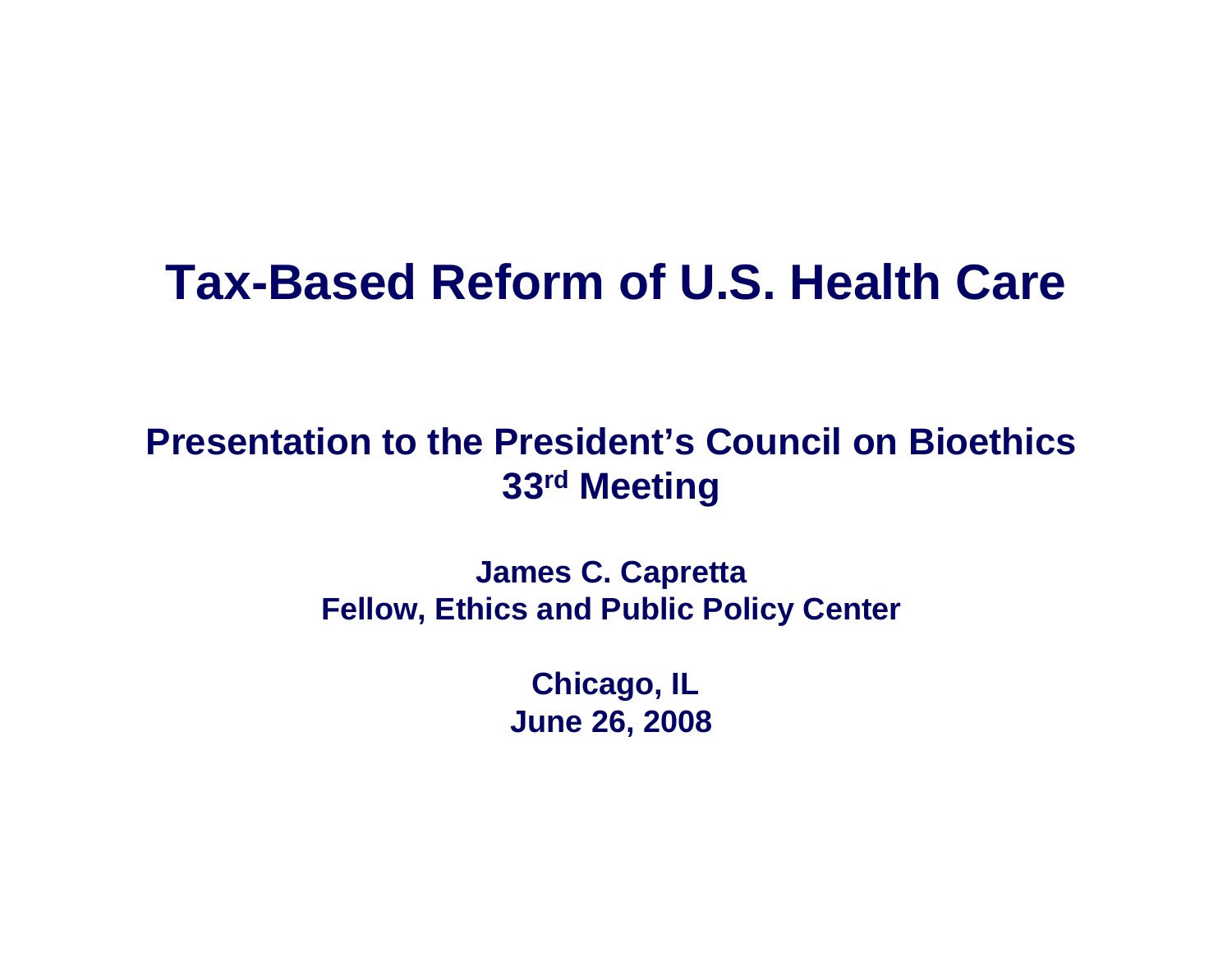# Tax-Based Reform of U.S. Health Care

**Presentation to the President's Council on Bioethics**
**33rd Meeting**

**James C. Capretta**
**Fellow, Ethics and Public Policy Center**

**Chicago, IL**
**June 26, 2008**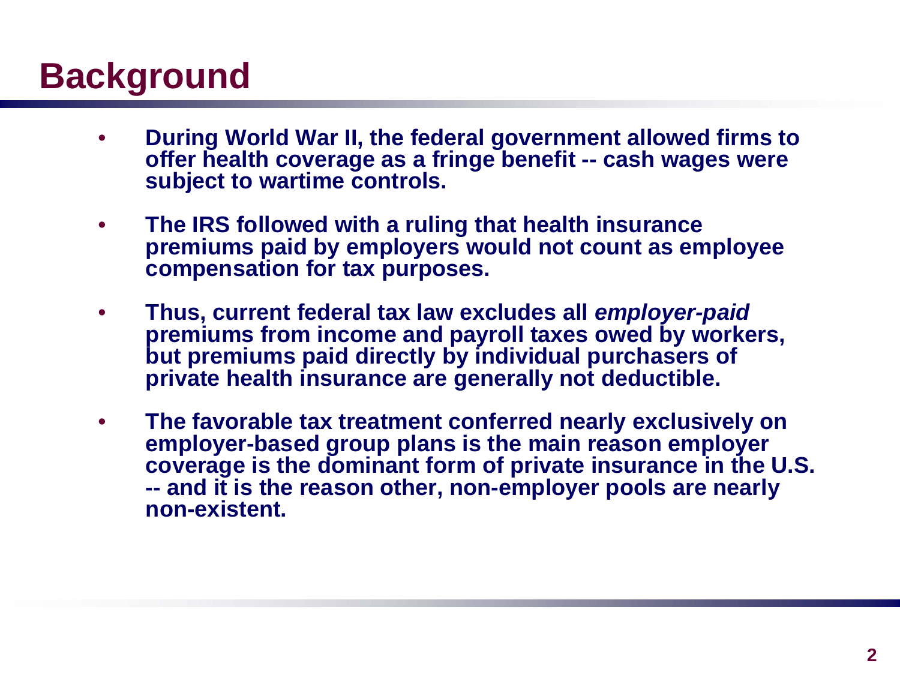# Background

- **During World War II, the federal government allowed firms to offer health coverage as a fringe benefit -- cash wages were subject to wartime controls.**
- **The IRS followed with a ruling that health insurance premiums paid by employers would not count as employee compensation for tax purposes.**
- **Thus, current federal tax law excludes all *employer-paid* premiums from income and payroll taxes owed by workers, but premiums paid directly by individual purchasers of private health insurance are generally not deductible.**
- **The favorable tax treatment conferred nearly exclusively on employer-based group plans is the main reason employer coverage is the dominant form of private insurance in the U.S. -- and it is the reason other, non-employer pools are nearly non-existent.**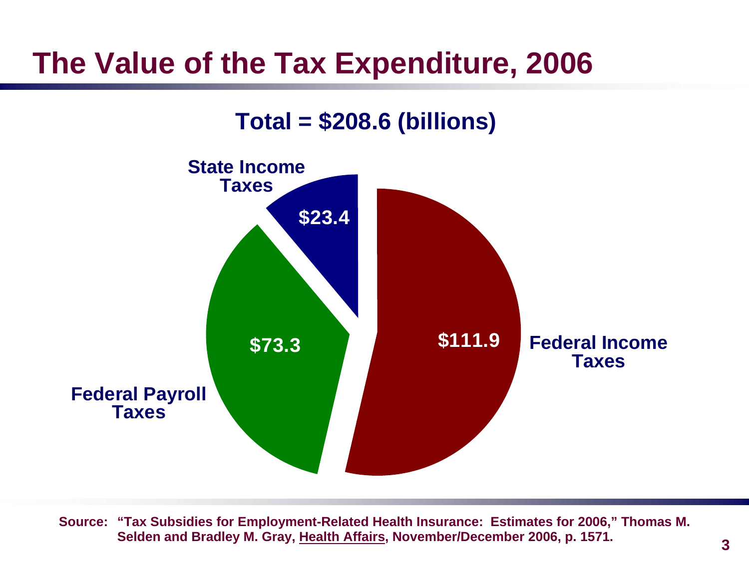# The Value of the Tax Expenditure, 2006

**Total = $208.6 (billions)**

| Category | Value |
| --- | --- |
| State Income Taxes | $23.4 |
| Federal Payroll Taxes | $73.3 |
| Federal Income Taxes | $111.9 |

**Source: "Tax Subsidies for Employment-Related Health Insurance: Estimates for 2006," Thomas M. Selden and Bradley M. Gray, Health Affairs, November/December 2006, p. 1571.**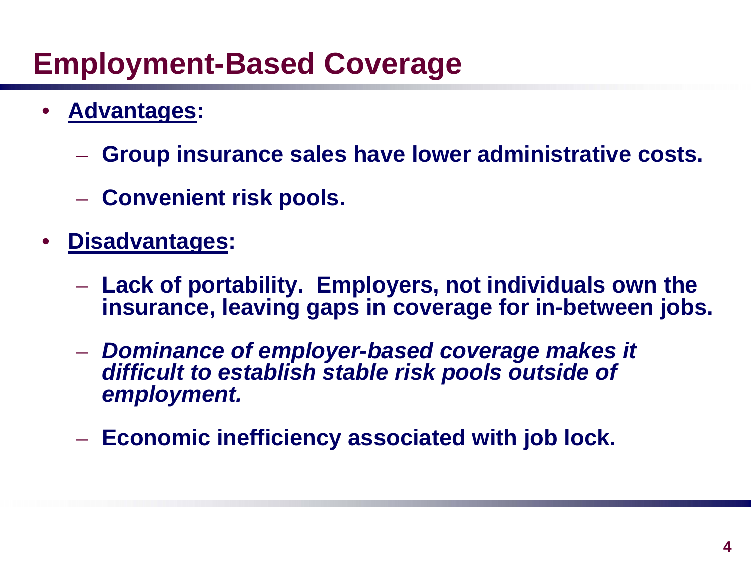# Employment-Based Coverage

- **<u>Advantages</u>:**
  - **Group insurance sales have lower administrative costs.**
  - **Convenient risk pools.**
- **<u>Disadvantages</u>:**
  - **Lack of portability. Employers, not individuals own the insurance, leaving gaps in coverage for in-between jobs.**
  - ***Dominance of employer-based coverage makes it difficult to establish stable risk pools outside of employment.***
  - **Economic inefficiency associated with job lock.**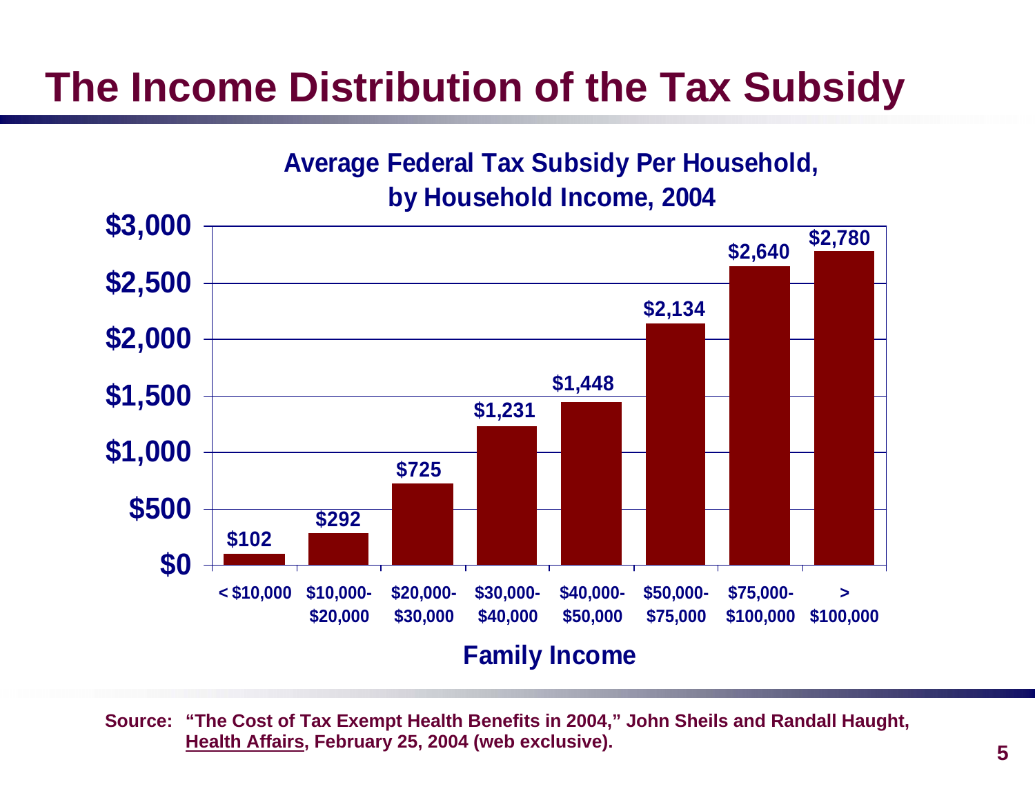# The Income Distribution of the Tax Subsidy

**Average Federal Tax Subsidy Per Household, by Household Income, 2004**

| Family Income | Average Federal Tax Subsidy |
|---|---|
| < $10,000 | $102 |
| $10,000-$20,000 | $292 |
| $20,000-$30,000 | $725 |
| $30,000-$40,000 | $1,231 |
| $40,000-$50,000 | $1,448 |
| $50,000-$75,000 | $2,134 |
| $75,000-$100,000 | $2,640 |
| > $100,000 | $2,780 |

**Source: "The Cost of Tax Exempt Health Benefits in 2004," John Sheils and Randall Haught, Health Affairs, February 25, 2004 (web exclusive).**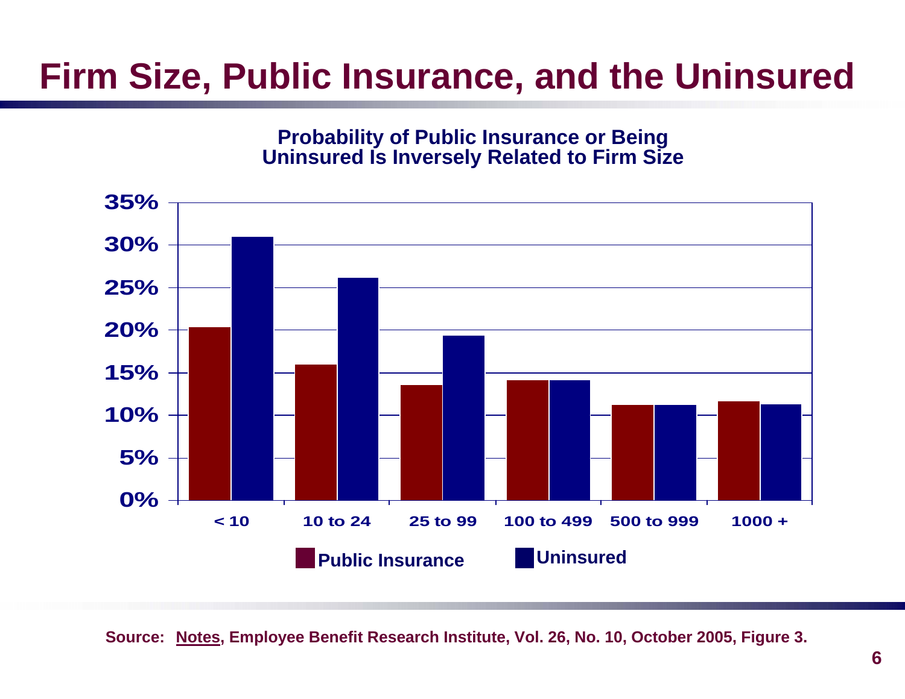# Firm Size, Public Insurance, and the Uninsured

**Probability of Public Insurance or Being Uninsured Is Inversely Related to Firm Size**

| Firm Size | Public Insurance | Uninsured |
|---|---|---|
| < 10 | ~20% | ~31% |
| 10 to 24 | ~16% | ~26% |
| 25 to 99 | ~13.5% | ~19.5% |
| 100 to 499 | ~14% | ~14% |
| 500 to 999 | ~11% | ~11% |
| 1000 + | ~11.5% | ~11% |

Source: Notes, Employee Benefit Research Institute, Vol. 26, No. 10, October 2005, Figure 3.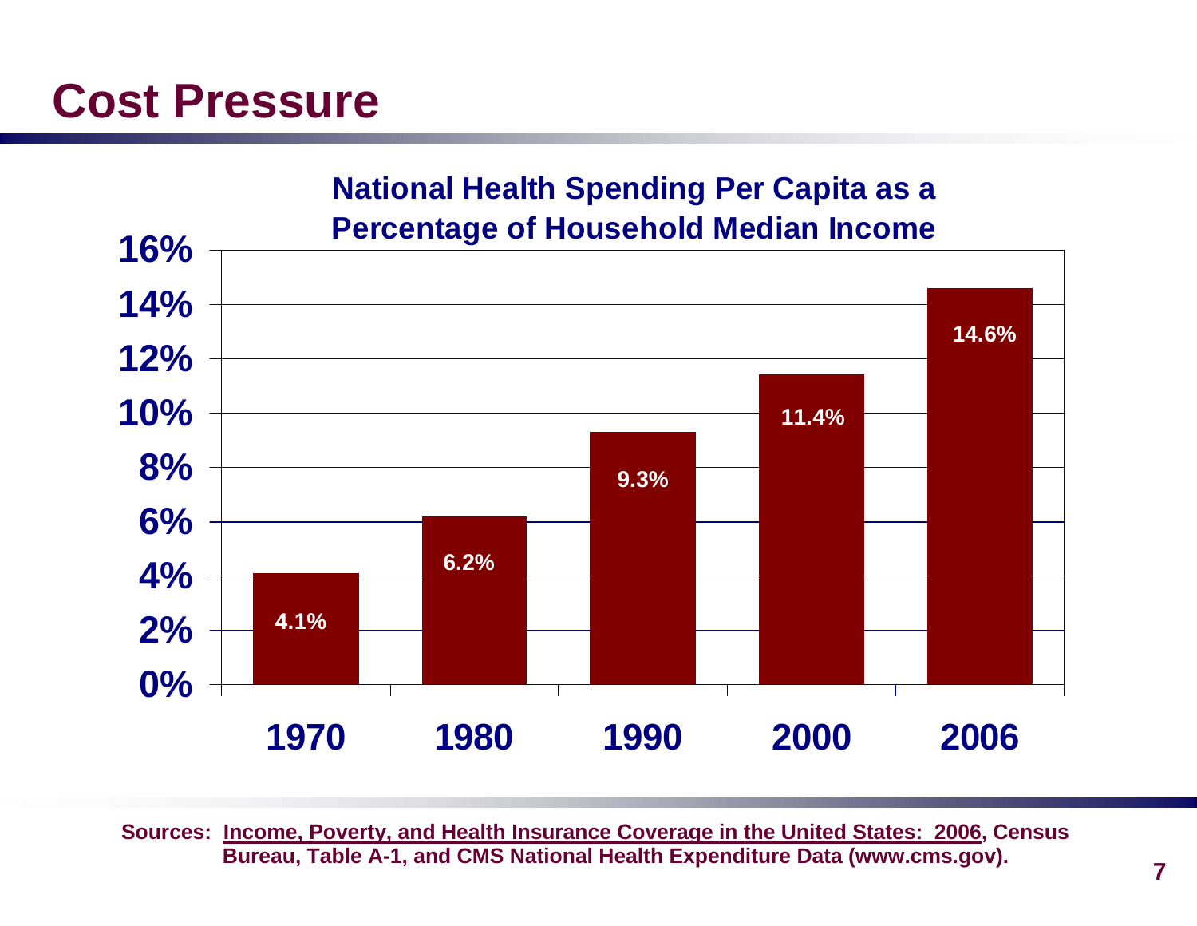# Cost Pressure

**National Health Spending Per Capita as a Percentage of Household Median Income**

| Year | Percentage |
|---|---|
| 1970 | 4.1% |
| 1980 | 6.2% |
| 1990 | 9.3% |
| 2000 | 11.4% |
| 2006 | 14.6% |

**Sources: Income, Poverty, and Health Insurance Coverage in the United States: 2006, Census Bureau, Table A-1, and CMS National Health Expenditure Data (www.cms.gov).**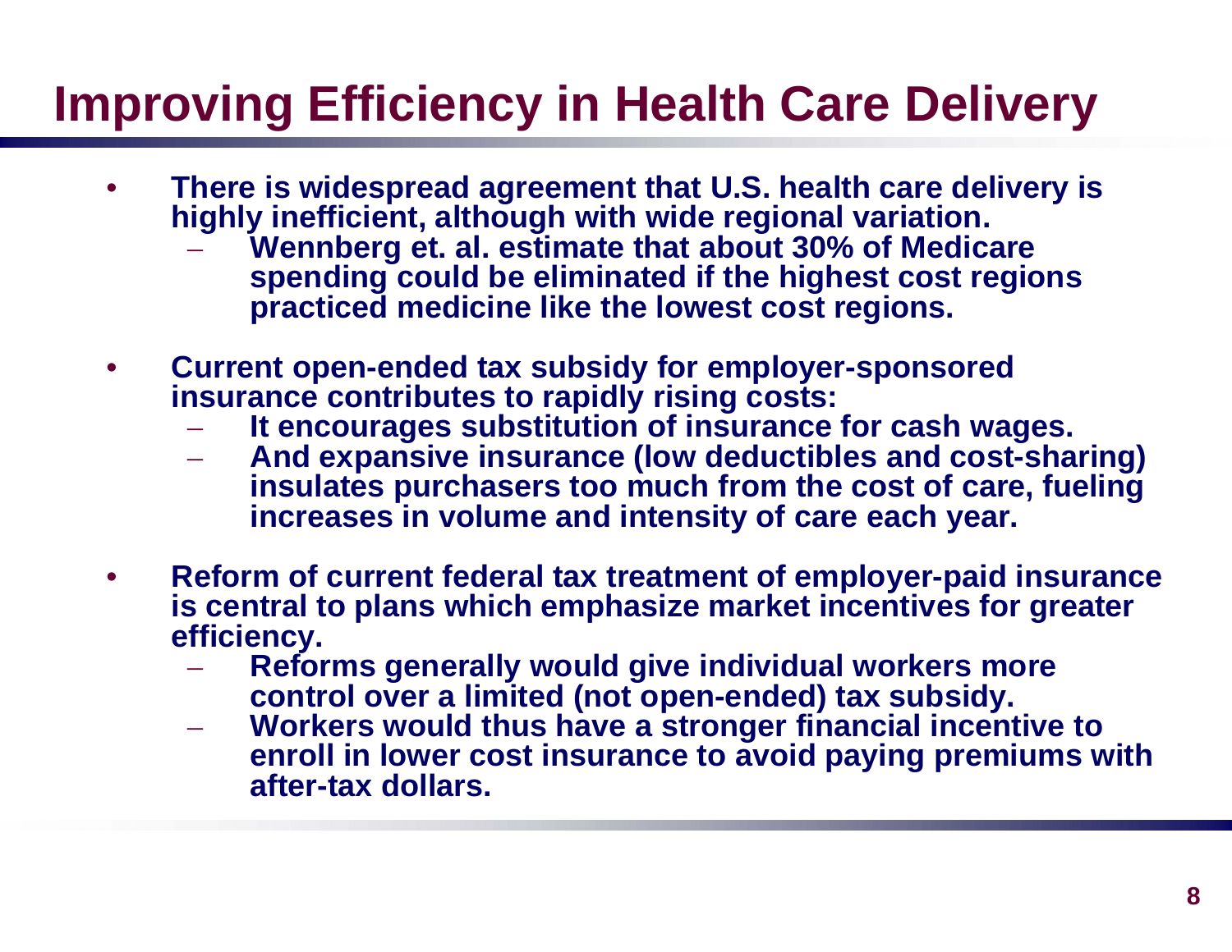# Improving Efficiency in Health Care Delivery

- **There is widespread agreement that U.S. health care delivery is highly inefficient, although with wide regional variation.**
  - **Wennberg et. al. estimate that about 30% of Medicare spending could be eliminated if the highest cost regions practiced medicine like the lowest cost regions.**
- **Current open-ended tax subsidy for employer-sponsored insurance contributes to rapidly rising costs:**
  - **It encourages substitution of insurance for cash wages.**
  - **And expansive insurance (low deductibles and cost-sharing) insulates purchasers too much from the cost of care, fueling increases in volume and intensity of care each year.**
- **Reform of current federal tax treatment of employer-paid insurance is central to plans which emphasize market incentives for greater efficiency.**
  - **Reforms generally would give individual workers more control over a limited (not open-ended) tax subsidy.**
  - **Workers would thus have a stronger financial incentive to enroll in lower cost insurance to avoid paying premiums with after-tax dollars.**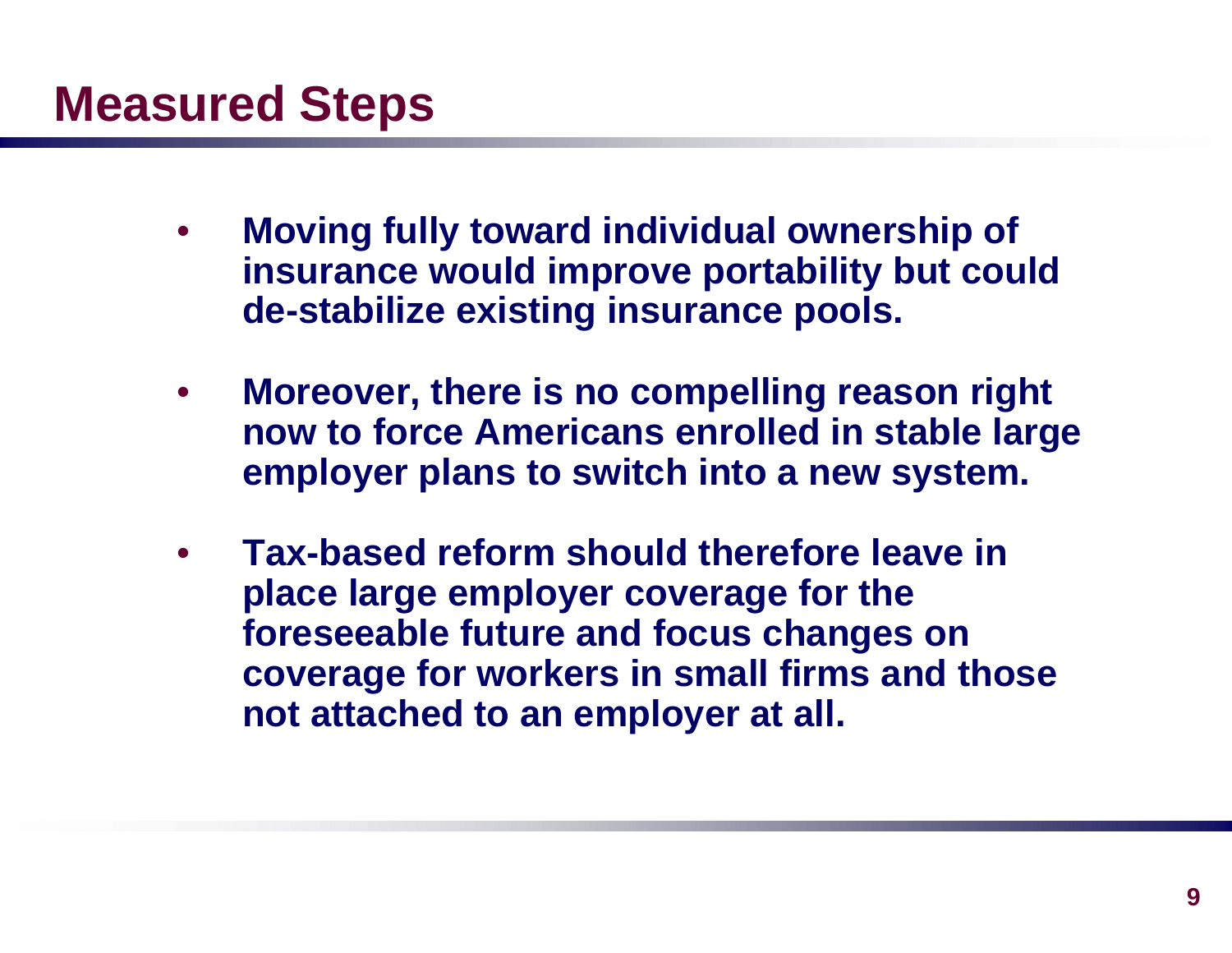# Measured Steps

- **Moving fully toward individual ownership of insurance would improve portability but could de-stabilize existing insurance pools.**
- **Moreover, there is no compelling reason right now to force Americans enrolled in stable large employer plans to switch into a new system.**
- **Tax-based reform should therefore leave in place large employer coverage for the foreseeable future and focus changes on coverage for workers in small firms and those not attached to an employer at all.**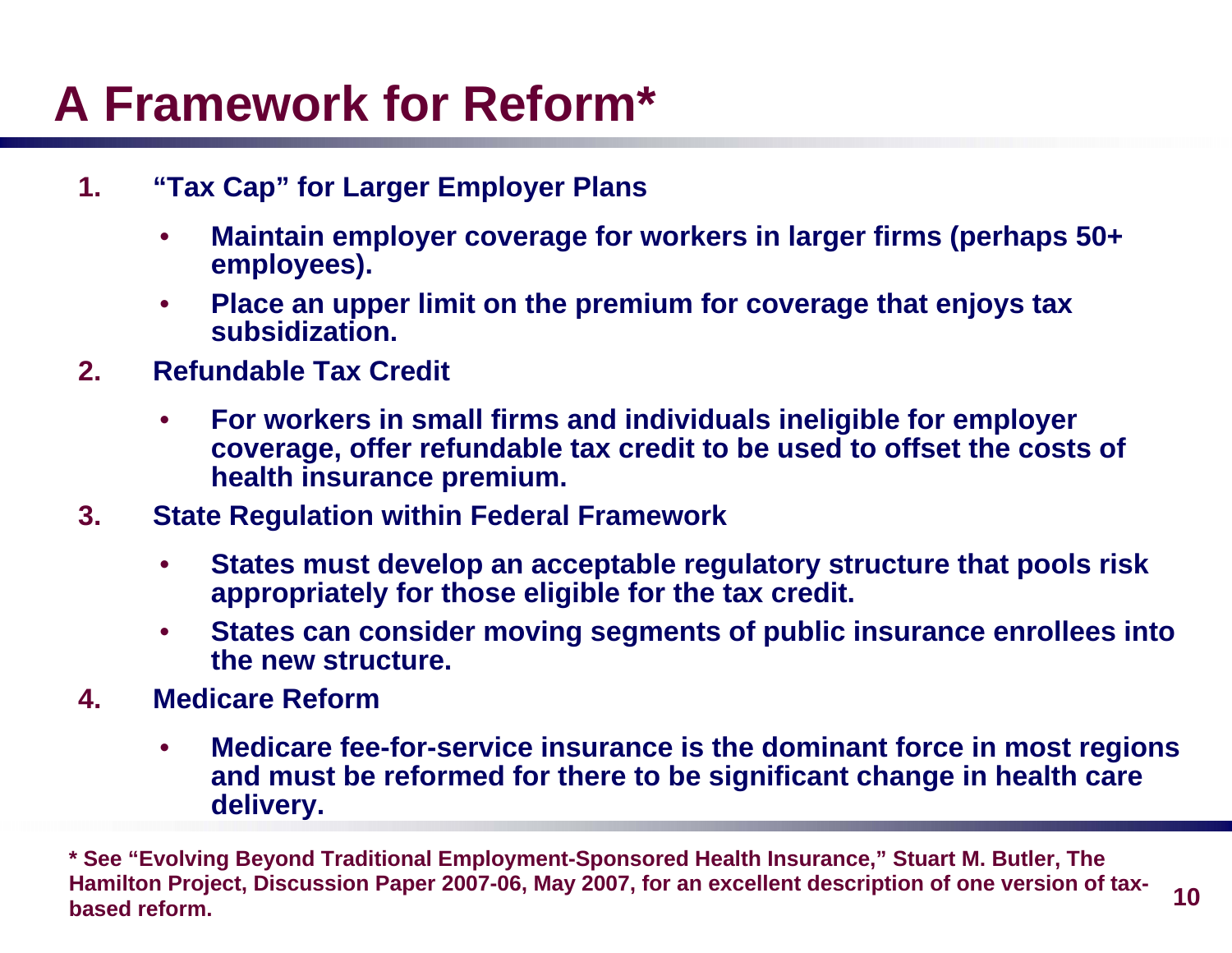# A Framework for Reform*

1. **"Tax Cap" for Larger Employer Plans**
   - **Maintain employer coverage for workers in larger firms (perhaps 50+ employees).**
   - **Place an upper limit on the premium for coverage that enjoys tax subsidization.**
2. **Refundable Tax Credit**
   - **For workers in small firms and individuals ineligible for employer coverage, offer refundable tax credit to be used to offset the costs of health insurance premium.**
3. **State Regulation within Federal Framework**
   - **States must develop an acceptable regulatory structure that pools risk appropriately for those eligible for the tax credit.**
   - **States can consider moving segments of public insurance enrollees into the new structure.**
4. **Medicare Reform**
   - **Medicare fee-for-service insurance is the dominant force in most regions and must be reformed for there to be significant change in health care delivery.**

**\* See "Evolving Beyond Traditional Employment-Sponsored Health Insurance," Stuart M. Butler, The Hamilton Project, Discussion Paper 2007-06, May 2007, for an excellent description of one version of tax-based reform.**